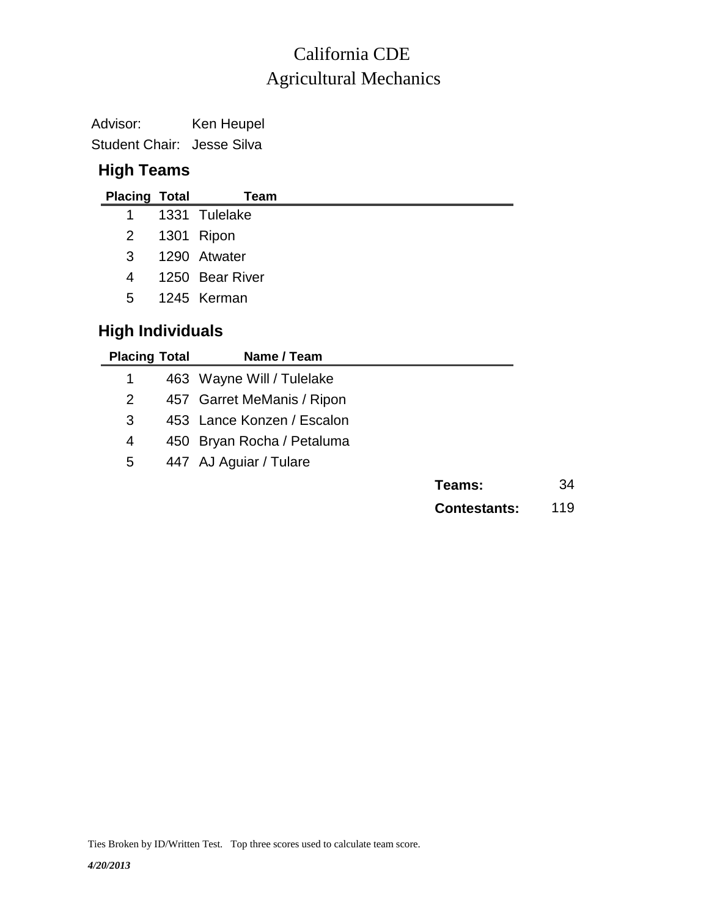# California CDE
## Agricultural Mechanics

Advisor: Ken Heupel

Student Chair: Jesse Silva

### High Teams

| Placing | Total | Team |
|---|---|---|
| 1 | 1331 | Tulelake |
| 2 | 1301 | Ripon |
| 3 | 1290 | Atwater |
| 4 | 1250 | Bear River |
| 5 | 1245 | Kerman |

### High Individuals

| Placing | Total | Name / Team |
|---|---|---|
| 1 | 463 | Wayne Will / Tulelake |
| 2 | 457 | Garret MeManis / Ripon |
| 3 | 453 | Lance Konzen / Escalon |
| 4 | 450 | Bryan Rocha / Petaluma |
| 5 | 447 | AJ Aguiar / Tulare |

**Teams:** 34

**Contestants:** 119

Ties Broken by ID/Written Test. Top three scores used to calculate team score.

*4/20/2013*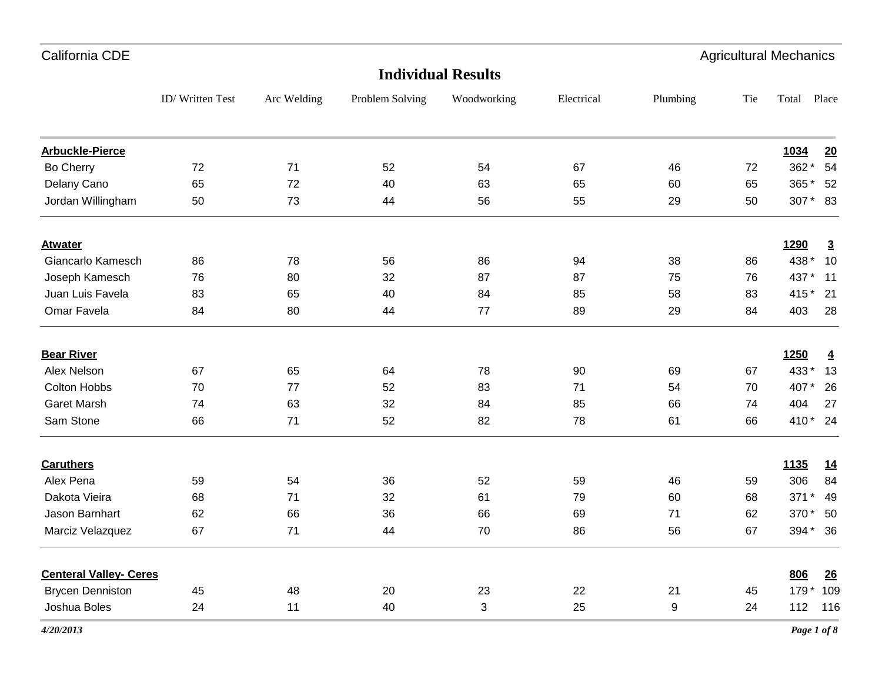California CDE — Agricultural Mechanics

# Individual Results

| | ID/ Written Test | Arc Welding | Problem Solving | Woodworking | Electrical | Plumbing | Tie | Total | Place |
|---|---|---|---|---|---|---|---|---|---|
| **Arbuckle-Pierce** | | | | | | | | **1034** | **20** |
| Bo Cherry | 72 | 71 | 52 | 54 | 67 | 46 | 72 | 362 * | 54 |
| Delany Cano | 65 | 72 | 40 | 63 | 65 | 60 | 65 | 365 * | 52 |
| Jordan Willingham | 50 | 73 | 44 | 56 | 55 | 29 | 50 | 307 * | 83 |
| **Atwater** | | | | | | | | **1290** | **3** |
| Giancarlo Kamesch | 86 | 78 | 56 | 86 | 94 | 38 | 86 | 438 * | 10 |
| Joseph Kamesch | 76 | 80 | 32 | 87 | 87 | 75 | 76 | 437 * | 11 |
| Juan Luis Favela | 83 | 65 | 40 | 84 | 85 | 58 | 83 | 415 * | 21 |
| Omar Favela | 84 | 80 | 44 | 77 | 89 | 29 | 84 | 403 | 28 |
| **Bear River** | | | | | | | | **1250** | **4** |
| Alex Nelson | 67 | 65 | 64 | 78 | 90 | 69 | 67 | 433 * | 13 |
| Colton Hobbs | 70 | 77 | 52 | 83 | 71 | 54 | 70 | 407 * | 26 |
| Garet Marsh | 74 | 63 | 32 | 84 | 85 | 66 | 74 | 404 | 27 |
| Sam Stone | 66 | 71 | 52 | 82 | 78 | 61 | 66 | 410 * | 24 |
| **Caruthers** | | | | | | | | **1135** | **14** |
| Alex Pena | 59 | 54 | 36 | 52 | 59 | 46 | 59 | 306 | 84 |
| Dakota Vieira | 68 | 71 | 32 | 61 | 79 | 60 | 68 | 371 * | 49 |
| Jason Barnhart | 62 | 66 | 36 | 66 | 69 | 71 | 62 | 370 * | 50 |
| Marciz Velazquez | 67 | 71 | 44 | 70 | 86 | 56 | 67 | 394 * | 36 |
| **Centeral Valley- Ceres** | | | | | | | | **806** | **26** |
| Brycen Denniston | 45 | 48 | 20 | 23 | 22 | 21 | 45 | 179 * | 109 |
| Joshua Boles | 24 | 11 | 40 | 3 | 25 | 9 | 24 | 112 | 116 |

*4/20/2013*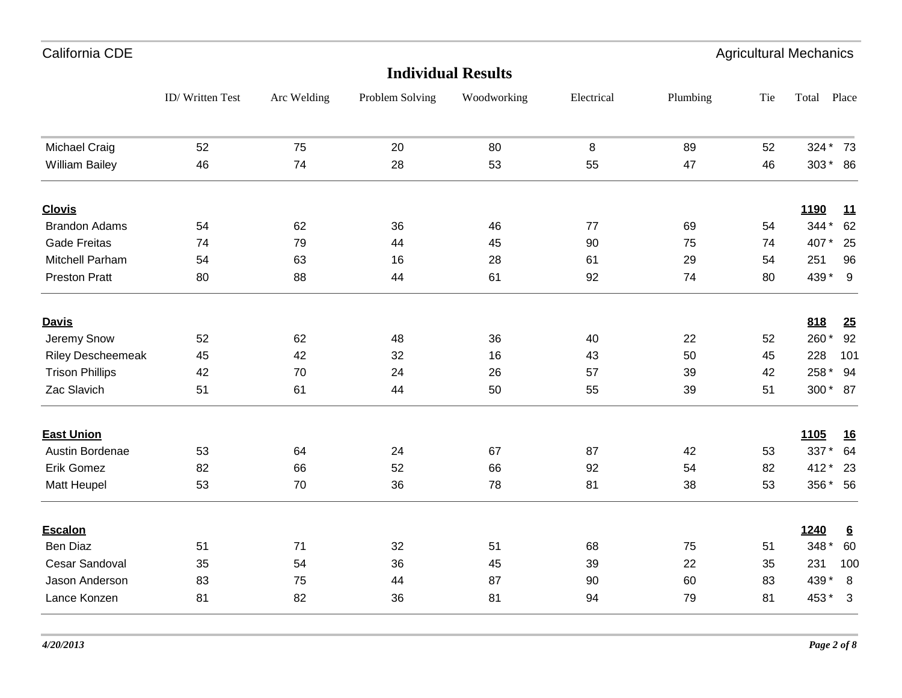**Individual Results**

| | ID/ Written Test | Arc Welding | Problem Solving | Woodworking | Electrical | Plumbing | Tie | Total | Place |
|---|---|---|---|---|---|---|---|---|---|
| Michael Craig | 52 | 75 | 20 | 80 | 8 | 89 | 52 | 324 * | 73 |
| William Bailey | 46 | 74 | 28 | 53 | 55 | 47 | 46 | 303 * | 86 |
| **Clovis** | | | | | | | | **1190** | **11** |
| Brandon Adams | 54 | 62 | 36 | 46 | 77 | 69 | 54 | 344 * | 62 |
| Gade Freitas | 74 | 79 | 44 | 45 | 90 | 75 | 74 | 407 * | 25 |
| Mitchell Parham | 54 | 63 | 16 | 28 | 61 | 29 | 54 | 251 | 96 |
| Preston Pratt | 80 | 88 | 44 | 61 | 92 | 74 | 80 | 439 * | 9 |
| **Davis** | | | | | | | | **818** | **25** |
| Jeremy Snow | 52 | 62 | 48 | 36 | 40 | 22 | 52 | 260 * | 92 |
| Riley Descheemeak | 45 | 42 | 32 | 16 | 43 | 50 | 45 | 228 | 101 |
| Trison Phillips | 42 | 70 | 24 | 26 | 57 | 39 | 42 | 258 * | 94 |
| Zac Slavich | 51 | 61 | 44 | 50 | 55 | 39 | 51 | 300 * | 87 |
| **East Union** | | | | | | | | **1105** | **16** |
| Austin Bordenae | 53 | 64 | 24 | 67 | 87 | 42 | 53 | 337 * | 64 |
| Erik Gomez | 82 | 66 | 52 | 66 | 92 | 54 | 82 | 412 * | 23 |
| Matt Heupel | 53 | 70 | 36 | 78 | 81 | 38 | 53 | 356 * | 56 |
| **Escalon** | | | | | | | | **1240** | **6** |
| Ben Diaz | 51 | 71 | 32 | 51 | 68 | 75 | 51 | 348 * | 60 |
| Cesar Sandoval | 35 | 54 | 36 | 45 | 39 | 22 | 35 | 231 | 100 |
| Jason Anderson | 83 | 75 | 44 | 87 | 90 | 60 | 83 | 439 * | 8 |
| Lance Konzen | 81 | 82 | 36 | 81 | 94 | 79 | 81 | 453 * | 3 |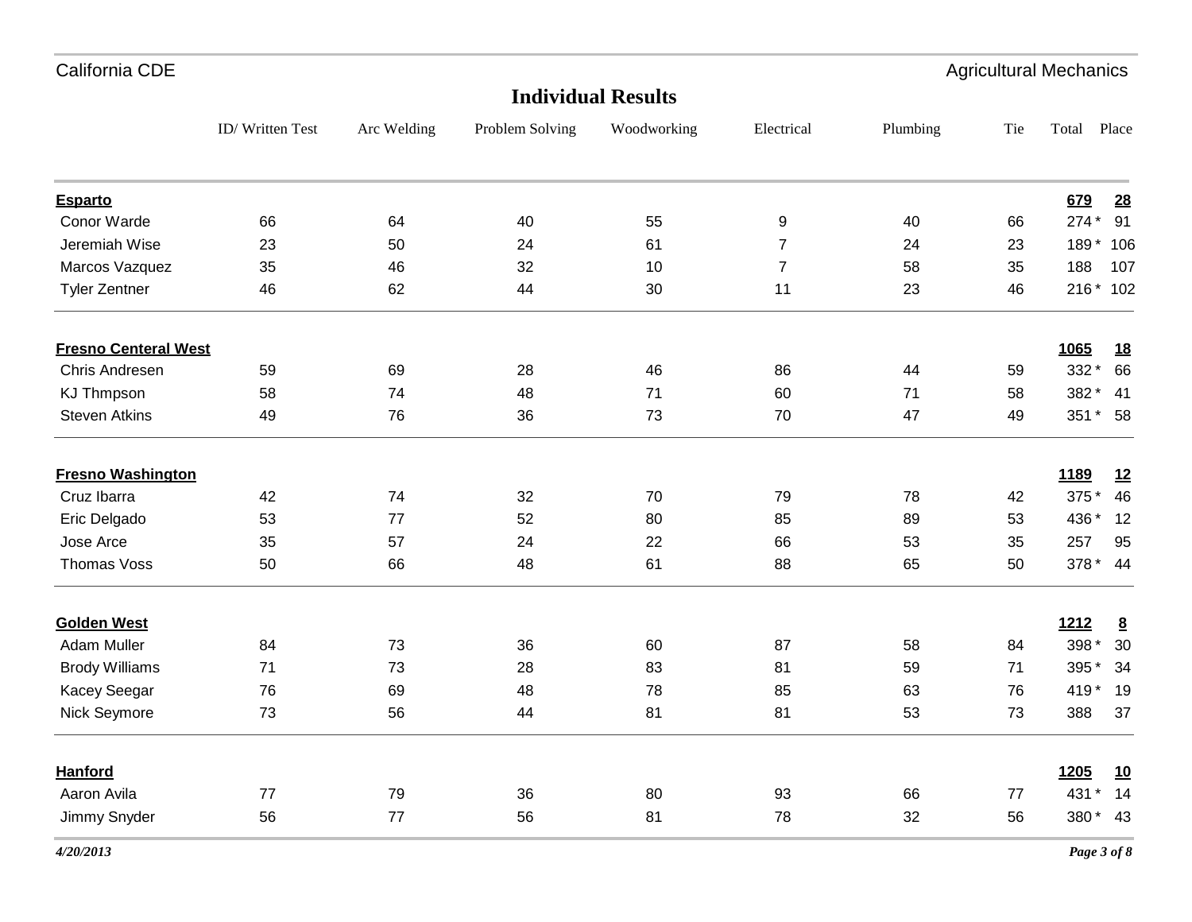## Individual Results

| | ID/ Written Test | Arc Welding | Problem Solving | Woodworking | Electrical | Plumbing | Tie | Total | Place |
|---|---|---|---|---|---|---|---|---|---|
| **Esparto** | | | | | | | | **679** | **28** |
| Conor Warde | 66 | 64 | 40 | 55 | 9 | 40 | 66 | 274 * | 91 |
| Jeremiah Wise | 23 | 50 | 24 | 61 | 7 | 24 | 23 | 189 * | 106 |
| Marcos Vazquez | 35 | 46 | 32 | 10 | 7 | 58 | 35 | 188 | 107 |
| Tyler Zentner | 46 | 62 | 44 | 30 | 11 | 23 | 46 | 216 * | 102 |
| **Fresno Centeral West** | | | | | | | | **1065** | **18** |
| Chris Andresen | 59 | 69 | 28 | 46 | 86 | 44 | 59 | 332 * | 66 |
| KJ Thmpson | 58 | 74 | 48 | 71 | 60 | 71 | 58 | 382 * | 41 |
| Steven Atkins | 49 | 76 | 36 | 73 | 70 | 47 | 49 | 351 * | 58 |
| **Fresno Washington** | | | | | | | | **1189** | **12** |
| Cruz Ibarra | 42 | 74 | 32 | 70 | 79 | 78 | 42 | 375 * | 46 |
| Eric Delgado | 53 | 77 | 52 | 80 | 85 | 89 | 53 | 436 * | 12 |
| Jose Arce | 35 | 57 | 24 | 22 | 66 | 53 | 35 | 257 | 95 |
| Thomas Voss | 50 | 66 | 48 | 61 | 88 | 65 | 50 | 378 * | 44 |
| **Golden West** | | | | | | | | **1212** | **8** |
| Adam Muller | 84 | 73 | 36 | 60 | 87 | 58 | 84 | 398 * | 30 |
| Brody Williams | 71 | 73 | 28 | 83 | 81 | 59 | 71 | 395 * | 34 |
| Kacey Seegar | 76 | 69 | 48 | 78 | 85 | 63 | 76 | 419 * | 19 |
| Nick Seymore | 73 | 56 | 44 | 81 | 81 | 53 | 73 | 388 | 37 |
| **Hanford** | | | | | | | | **1205** | **10** |
| Aaron Avila | 77 | 79 | 36 | 80 | 93 | 66 | 77 | 431 * | 14 |
| Jimmy Snyder | 56 | 77 | 56 | 81 | 78 | 32 | 56 | 380 * | 43 |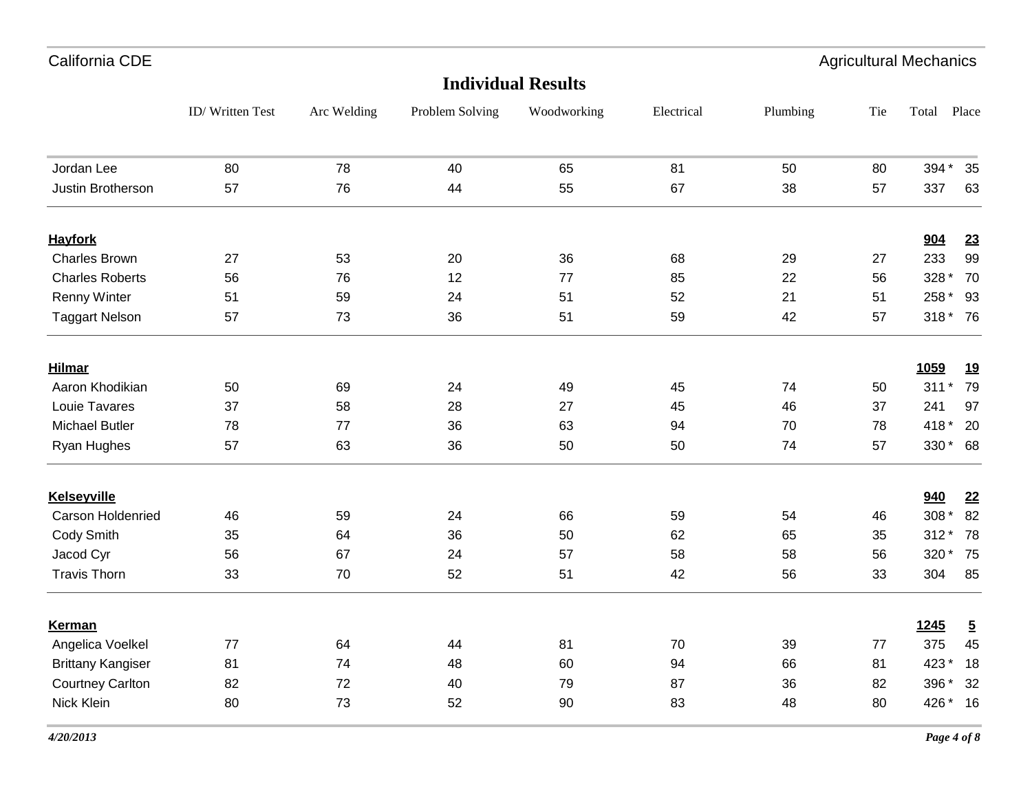## Individual Results

| | ID/ Written Test | Arc Welding | Problem Solving | Woodworking | Electrical | Plumbing | Tie | Total | Place |
|---|---|---|---|---|---|---|---|---|---|
| Jordan Lee | 80 | 78 | 40 | 65 | 81 | 50 | 80 | 394 * | 35 |
| Justin Brotherson | 57 | 76 | 44 | 55 | 67 | 38 | 57 | 337 | 63 |
| **Hayfork** | | | | | | | | **904** | **23** |
| Charles Brown | 27 | 53 | 20 | 36 | 68 | 29 | 27 | 233 | 99 |
| Charles Roberts | 56 | 76 | 12 | 77 | 85 | 22 | 56 | 328 * | 70 |
| Renny Winter | 51 | 59 | 24 | 51 | 52 | 21 | 51 | 258 * | 93 |
| Taggart Nelson | 57 | 73 | 36 | 51 | 59 | 42 | 57 | 318 * | 76 |
| **Hilmar** | | | | | | | | **1059** | **19** |
| Aaron Khodikian | 50 | 69 | 24 | 49 | 45 | 74 | 50 | 311 * | 79 |
| Louie Tavares | 37 | 58 | 28 | 27 | 45 | 46 | 37 | 241 | 97 |
| Michael Butler | 78 | 77 | 36 | 63 | 94 | 70 | 78 | 418 * | 20 |
| Ryan Hughes | 57 | 63 | 36 | 50 | 50 | 74 | 57 | 330 * | 68 |
| **Kelseyville** | | | | | | | | **940** | **22** |
| Carson Holdenried | 46 | 59 | 24 | 66 | 59 | 54 | 46 | 308 * | 82 |
| Cody Smith | 35 | 64 | 36 | 50 | 62 | 65 | 35 | 312 * | 78 |
| Jacod Cyr | 56 | 67 | 24 | 57 | 58 | 58 | 56 | 320 * | 75 |
| Travis Thorn | 33 | 70 | 52 | 51 | 42 | 56 | 33 | 304 | 85 |
| **Kerman** | | | | | | | | **1245** | **5** |
| Angelica Voelkel | 77 | 64 | 44 | 81 | 70 | 39 | 77 | 375 | 45 |
| Brittany Kangiser | 81 | 74 | 48 | 60 | 94 | 66 | 81 | 423 * | 18 |
| Courtney Carlton | 82 | 72 | 40 | 79 | 87 | 36 | 82 | 396 * | 32 |
| Nick Klein | 80 | 73 | 52 | 90 | 83 | 48 | 80 | 426 * | 16 |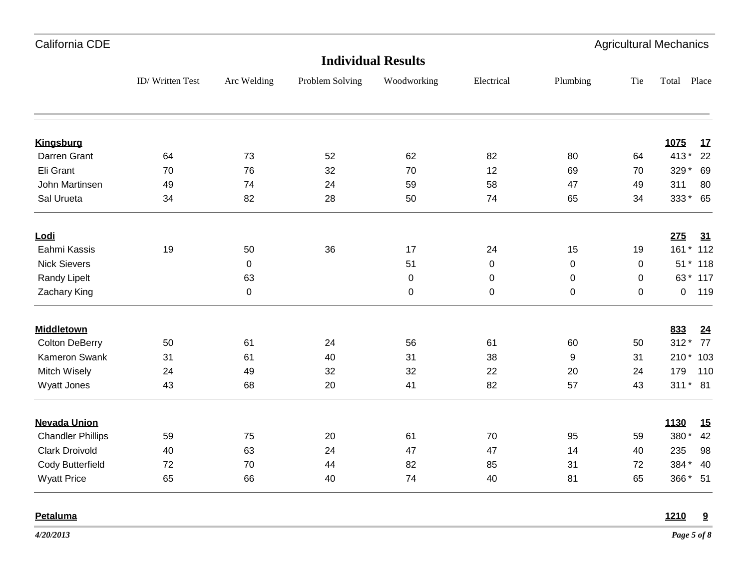California CDE — Agricultural Mechanics

## Individual Results

| | ID/ Written Test | Arc Welding | Problem Solving | Woodworking | Electrical | Plumbing | Tie | Total | Place |
|---|---|---|---|---|---|---|---|---|---|
| **Kingsburg** | | | | | | | | **1075** | **17** |
| Darren Grant | 64 | 73 | 52 | 62 | 82 | 80 | 64 | 413 * | 22 |
| Eli Grant | 70 | 76 | 32 | 70 | 12 | 69 | 70 | 329 * | 69 |
| John Martinsen | 49 | 74 | 24 | 59 | 58 | 47 | 49 | 311 | 80 |
| Sal Urueta | 34 | 82 | 28 | 50 | 74 | 65 | 34 | 333 * | 65 |
| **Lodi** | | | | | | | | **275** | **31** |
| Eahmi Kassis | 19 | 50 | 36 | 17 | 24 | 15 | 19 | 161 * | 112 |
| Nick Sievers | | 0 | | 51 | 0 | 0 | 0 | 51 * | 118 |
| Randy Lipelt | | 63 | | 0 | 0 | 0 | 0 | 63 * | 117 |
| Zachary King | | 0 | | 0 | 0 | 0 | 0 | 0 | 119 |
| **Middletown** | | | | | | | | **833** | **24** |
| Colton DeBerry | 50 | 61 | 24 | 56 | 61 | 60 | 50 | 312 * | 77 |
| Kameron Swank | 31 | 61 | 40 | 31 | 38 | 9 | 31 | 210 * | 103 |
| Mitch Wisely | 24 | 49 | 32 | 32 | 22 | 20 | 24 | 179 | 110 |
| Wyatt Jones | 43 | 68 | 20 | 41 | 82 | 57 | 43 | 311 * | 81 |
| **Nevada Union** | | | | | | | | **1130** | **15** |
| Chandler Phillips | 59 | 75 | 20 | 61 | 70 | 95 | 59 | 380 * | 42 |
| Clark Droivold | 40 | 63 | 24 | 47 | 47 | 14 | 40 | 235 | 98 |
| Cody Butterfield | 72 | 70 | 44 | 82 | 85 | 31 | 72 | 384 * | 40 |
| Wyatt Price | 65 | 66 | 40 | 74 | 40 | 81 | 65 | 366 * | 51 |
| **Petaluma** | | | | | | | | **1210** | **9** |

*4/20/2013*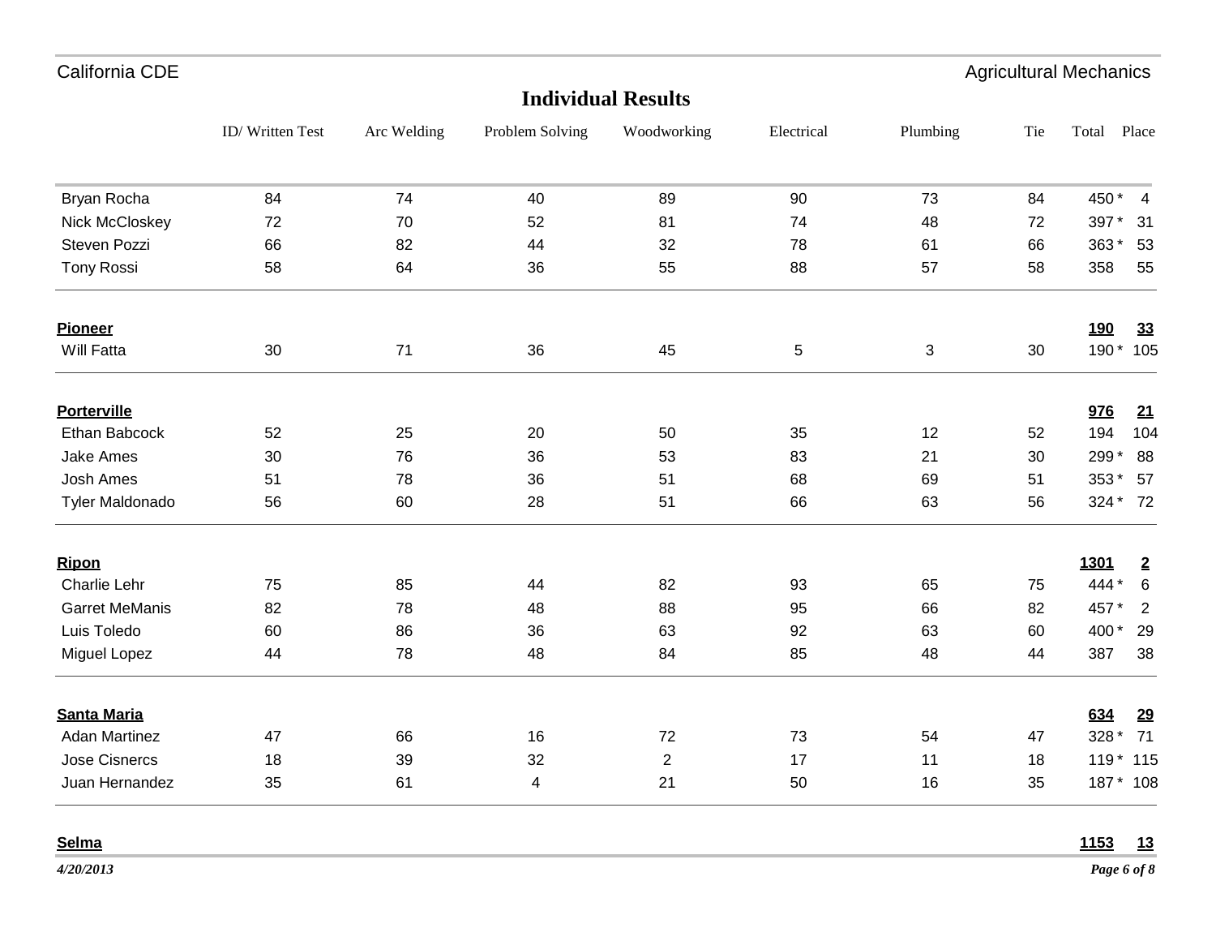## Individual Results

| | ID/ Written Test | Arc Welding | Problem Solving | Woodworking | Electrical | Plumbing | Tie | Total | Place |
|---|---|---|---|---|---|---|---|---|---|
| Bryan Rocha | 84 | 74 | 40 | 89 | 90 | 73 | 84 | 450 * | 4 |
| Nick McCloskey | 72 | 70 | 52 | 81 | 74 | 48 | 72 | 397 * | 31 |
| Steven Pozzi | 66 | 82 | 44 | 32 | 78 | 61 | 66 | 363 * | 53 |
| Tony Rossi | 58 | 64 | 36 | 55 | 88 | 57 | 58 | 358 | 55 |
| **Pioneer** | | | | | | | | **190** | **33** |
| Will Fatta | 30 | 71 | 36 | 45 | 5 | 3 | 30 | 190 * | 105 |
| **Porterville** | | | | | | | | **976** | **21** |
| Ethan Babcock | 52 | 25 | 20 | 50 | 35 | 12 | 52 | 194 | 104 |
| Jake Ames | 30 | 76 | 36 | 53 | 83 | 21 | 30 | 299 * | 88 |
| Josh Ames | 51 | 78 | 36 | 51 | 68 | 69 | 51 | 353 * | 57 |
| Tyler Maldonado | 56 | 60 | 28 | 51 | 66 | 63 | 56 | 324 * | 72 |
| **Ripon** | | | | | | | | **1301** | **2** |
| Charlie Lehr | 75 | 85 | 44 | 82 | 93 | 65 | 75 | 444 * | 6 |
| Garret MeManis | 82 | 78 | 48 | 88 | 95 | 66 | 82 | 457 * | 2 |
| Luis Toledo | 60 | 86 | 36 | 63 | 92 | 63 | 60 | 400 * | 29 |
| Miguel Lopez | 44 | 78 | 48 | 84 | 85 | 48 | 44 | 387 | 38 |
| **Santa Maria** | | | | | | | | **634** | **29** |
| Adan Martinez | 47 | 66 | 16 | 72 | 73 | 54 | 47 | 328 * | 71 |
| Jose Cisnercs | 18 | 39 | 32 | 2 | 17 | 11 | 18 | 119 * | 115 |
| Juan Hernandez | 35 | 61 | 4 | 21 | 50 | 16 | 35 | 187 * | 108 |
| **Selma** | | | | | | | | **1153** | **13** |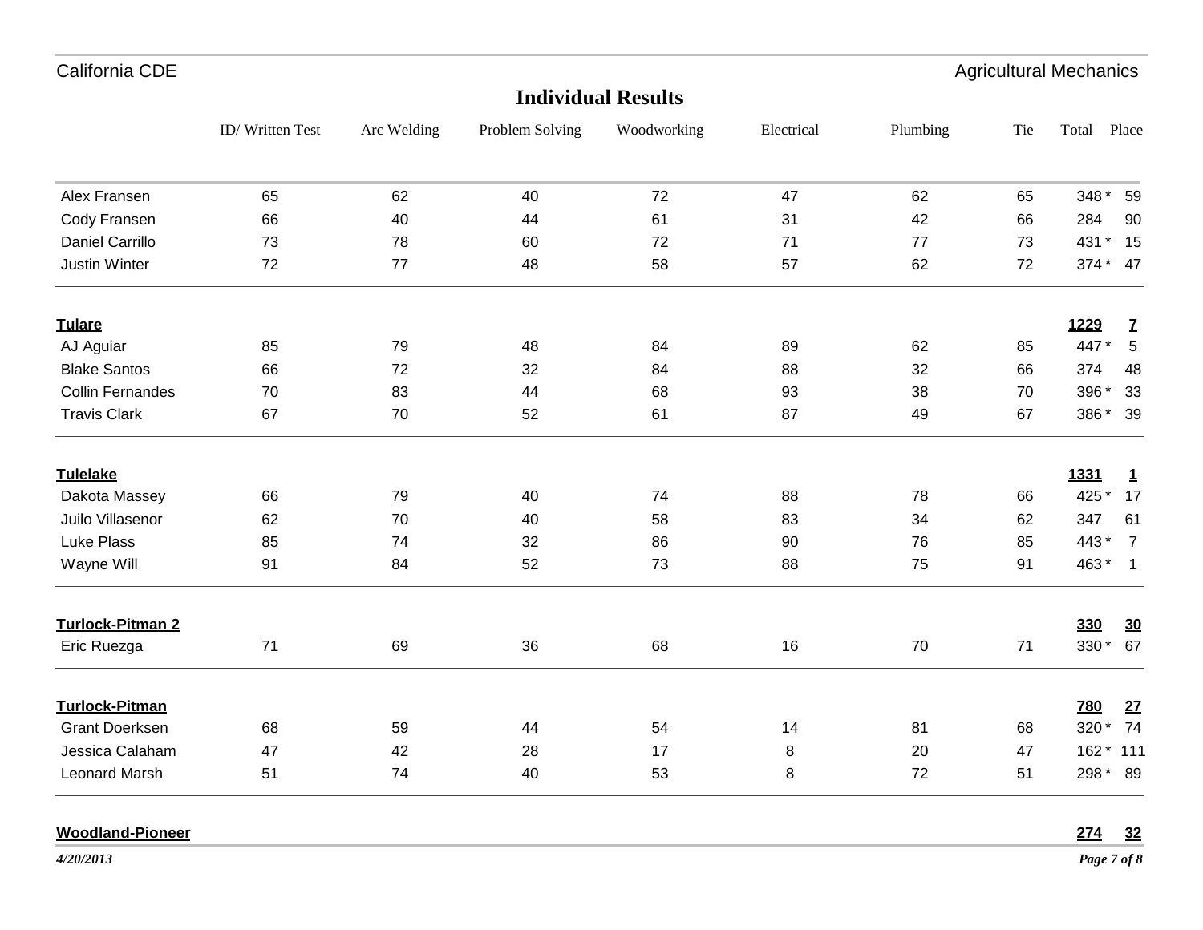## Individual Results

| | ID/ Written Test | Arc Welding | Problem Solving | Woodworking | Electrical | Plumbing | Tie | Total | Place |
|---|---|---|---|---|---|---|---|---|---|
| Alex Fransen | 65 | 62 | 40 | 72 | 47 | 62 | 65 | 348 * | 59 |
| Cody Fransen | 66 | 40 | 44 | 61 | 31 | 42 | 66 | 284 | 90 |
| Daniel Carrillo | 73 | 78 | 60 | 72 | 71 | 77 | 73 | 431 * | 15 |
| Justin Winter | 72 | 77 | 48 | 58 | 57 | 62 | 72 | 374 * | 47 |
| **Tulare** | | | | | | | | **1229** | **7** |
| AJ Aguiar | 85 | 79 | 48 | 84 | 89 | 62 | 85 | 447 * | 5 |
| Blake Santos | 66 | 72 | 32 | 84 | 88 | 32 | 66 | 374 | 48 |
| Collin Fernandes | 70 | 83 | 44 | 68 | 93 | 38 | 70 | 396 * | 33 |
| Travis Clark | 67 | 70 | 52 | 61 | 87 | 49 | 67 | 386 * | 39 |
| **Tulelake** | | | | | | | | **1331** | **1** |
| Dakota Massey | 66 | 79 | 40 | 74 | 88 | 78 | 66 | 425 * | 17 |
| Juilo Villasenor | 62 | 70 | 40 | 58 | 83 | 34 | 62 | 347 | 61 |
| Luke Plass | 85 | 74 | 32 | 86 | 90 | 76 | 85 | 443 * | 7 |
| Wayne Will | 91 | 84 | 52 | 73 | 88 | 75 | 91 | 463 * | 1 |
| **Turlock-Pitman 2** | | | | | | | | **330** | **30** |
| Eric Ruezga | 71 | 69 | 36 | 68 | 16 | 70 | 71 | 330 * | 67 |
| **Turlock-Pitman** | | | | | | | | **780** | **27** |
| Grant Doerksen | 68 | 59 | 44 | 54 | 14 | 81 | 68 | 320 * | 74 |
| Jessica Calaham | 47 | 42 | 28 | 17 | 8 | 20 | 47 | 162 * | 111 |
| Leonard Marsh | 51 | 74 | 40 | 53 | 8 | 72 | 51 | 298 * | 89 |
| **Woodland-Pioneer** | | | | | | | | **274** | **32** |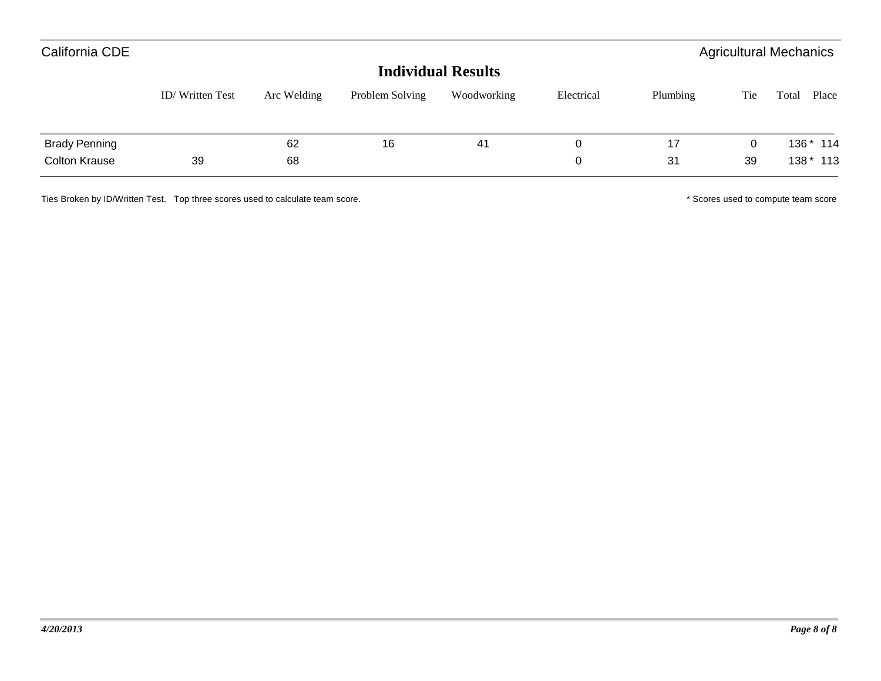California CDE — Agricultural Mechanics

## Individual Results

| | ID/ Written Test | Arc Welding | Problem Solving | Woodworking | Electrical | Plumbing | Tie | Total | Place |
|---|---|---|---|---|---|---|---|---|---|
| Brady Penning | | 62 | 16 | 41 | 0 | 17 | 0 | 136 * | 114 |
| Colton Krause | 39 | 68 | | | 0 | 31 | 39 | 138 * | 113 |

Ties Broken by ID/Written Test. Top three scores used to calculate team score.

* Scores used to compute team score

*4/20/2013*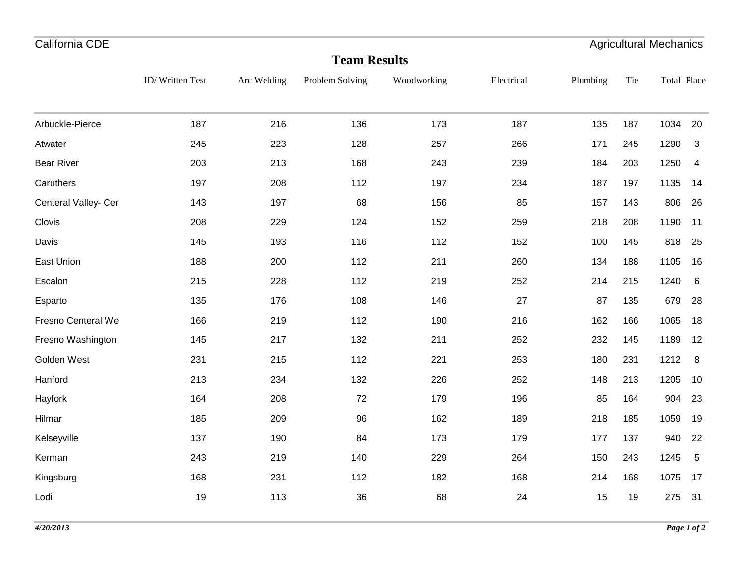California CDE — Agricultural Mechanics

## Team Results

| | ID/ Written Test | Arc Welding | Problem Solving | Woodworking | Electrical | Plumbing | Tie | Total | Place |
|---|---|---|---|---|---|---|---|---|---|
| Arbuckle-Pierce | 187 | 216 | 136 | 173 | 187 | 135 | 187 | 1034 | 20 |
| Atwater | 245 | 223 | 128 | 257 | 266 | 171 | 245 | 1290 | 3 |
| Bear River | 203 | 213 | 168 | 243 | 239 | 184 | 203 | 1250 | 4 |
| Caruthers | 197 | 208 | 112 | 197 | 234 | 187 | 197 | 1135 | 14 |
| Centeral Valley- Cer | 143 | 197 | 68 | 156 | 85 | 157 | 143 | 806 | 26 |
| Clovis | 208 | 229 | 124 | 152 | 259 | 218 | 208 | 1190 | 11 |
| Davis | 145 | 193 | 116 | 112 | 152 | 100 | 145 | 818 | 25 |
| East Union | 188 | 200 | 112 | 211 | 260 | 134 | 188 | 1105 | 16 |
| Escalon | 215 | 228 | 112 | 219 | 252 | 214 | 215 | 1240 | 6 |
| Esparto | 135 | 176 | 108 | 146 | 27 | 87 | 135 | 679 | 28 |
| Fresno Centeral We | 166 | 219 | 112 | 190 | 216 | 162 | 166 | 1065 | 18 |
| Fresno Washington | 145 | 217 | 132 | 211 | 252 | 232 | 145 | 1189 | 12 |
| Golden West | 231 | 215 | 112 | 221 | 253 | 180 | 231 | 1212 | 8 |
| Hanford | 213 | 234 | 132 | 226 | 252 | 148 | 213 | 1205 | 10 |
| Hayfork | 164 | 208 | 72 | 179 | 196 | 85 | 164 | 904 | 23 |
| Hilmar | 185 | 209 | 96 | 162 | 189 | 218 | 185 | 1059 | 19 |
| Kelseyville | 137 | 190 | 84 | 173 | 179 | 177 | 137 | 940 | 22 |
| Kerman | 243 | 219 | 140 | 229 | 264 | 150 | 243 | 1245 | 5 |
| Kingsburg | 168 | 231 | 112 | 182 | 168 | 214 | 168 | 1075 | 17 |
| Lodi | 19 | 113 | 36 | 68 | 24 | 15 | 19 | 275 | 31 |

*4/20/2013*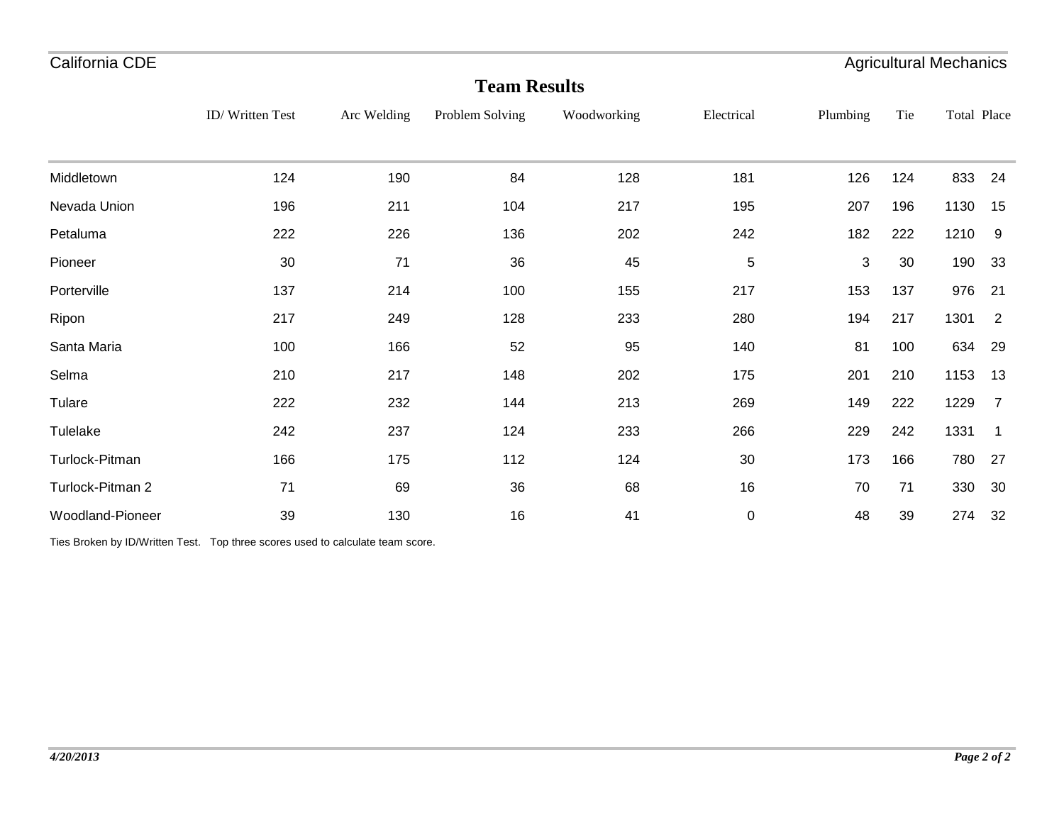California CDE — Agricultural Mechanics

## Team Results

| | ID/ Written Test | Arc Welding | Problem Solving | Woodworking | Electrical | Plumbing | Tie | Total | Place |
|---|---|---|---|---|---|---|---|---|---|
| Middletown | 124 | 190 | 84 | 128 | 181 | 126 | 124 | 833 | 24 |
| Nevada Union | 196 | 211 | 104 | 217 | 195 | 207 | 196 | 1130 | 15 |
| Petaluma | 222 | 226 | 136 | 202 | 242 | 182 | 222 | 1210 | 9 |
| Pioneer | 30 | 71 | 36 | 45 | 5 | 3 | 30 | 190 | 33 |
| Porterville | 137 | 214 | 100 | 155 | 217 | 153 | 137 | 976 | 21 |
| Ripon | 217 | 249 | 128 | 233 | 280 | 194 | 217 | 1301 | 2 |
| Santa Maria | 100 | 166 | 52 | 95 | 140 | 81 | 100 | 634 | 29 |
| Selma | 210 | 217 | 148 | 202 | 175 | 201 | 210 | 1153 | 13 |
| Tulare | 222 | 232 | 144 | 213 | 269 | 149 | 222 | 1229 | 7 |
| Tulelake | 242 | 237 | 124 | 233 | 266 | 229 | 242 | 1331 | 1 |
| Turlock-Pitman | 166 | 175 | 112 | 124 | 30 | 173 | 166 | 780 | 27 |
| Turlock-Pitman 2 | 71 | 69 | 36 | 68 | 16 | 70 | 71 | 330 | 30 |
| Woodland-Pioneer | 39 | 130 | 16 | 41 | 0 | 48 | 39 | 274 | 32 |

Ties Broken by ID/Written Test. Top three scores used to calculate team score.

*4/20/2013*